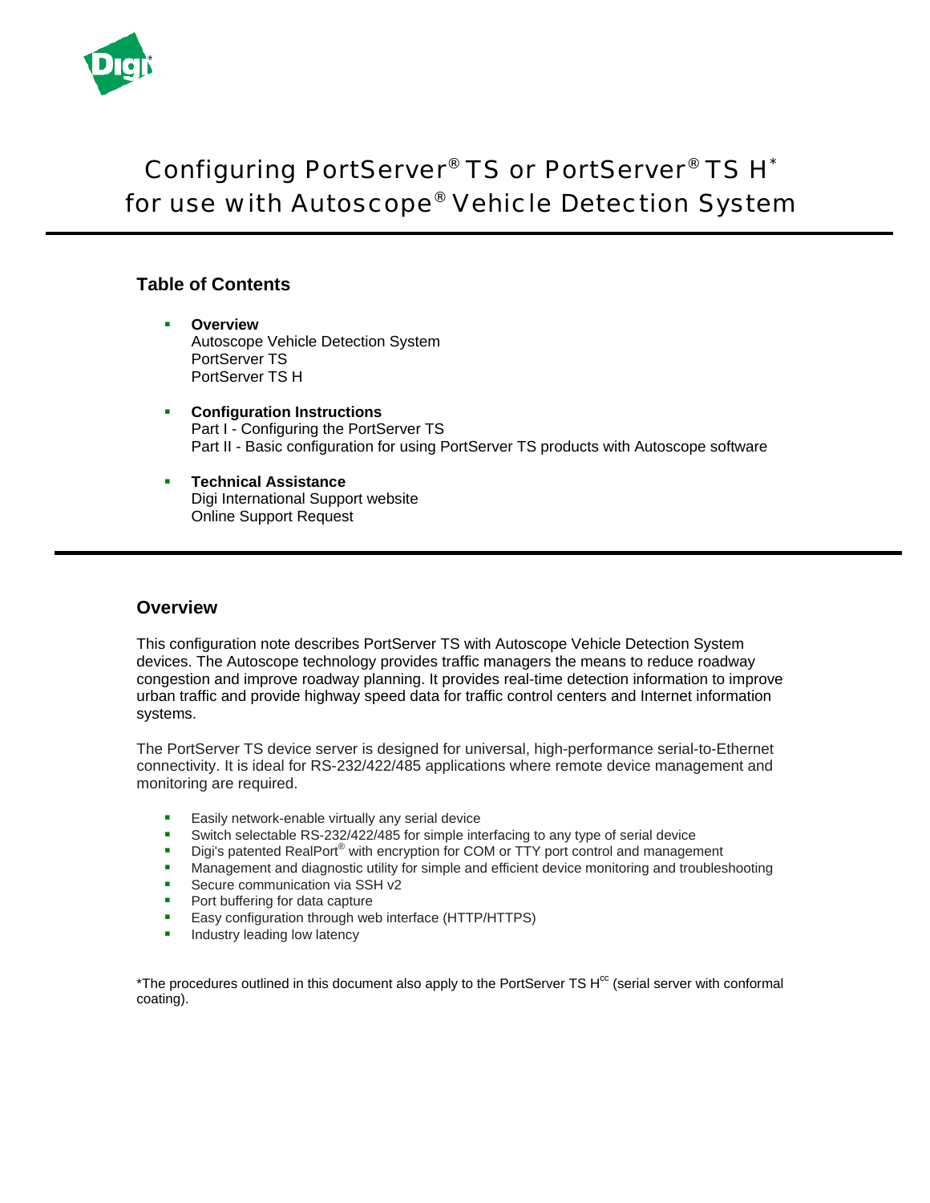# Configuring PortServer® TS or PortServer® TS H*
# for use with Autoscope® Vehicle Detection System

## Table of Contents

- **Overview**
  Autoscope Vehicle Detection System
  PortServer TS
  PortServer TS H
- **Configuration Instructions**
  Part I - Configuring the PortServer TS
  Part II - Basic configuration for using PortServer TS products with Autoscope software
- **Technical Assistance**
  Digi International Support website
  Online Support Request

## Overview

This configuration note describes PortServer TS with Autoscope Vehicle Detection System devices. The Autoscope technology provides traffic managers the means to reduce roadway congestion and improve roadway planning. It provides real-time detection information to improve urban traffic and provide highway speed data for traffic control centers and Internet information systems.

The PortServer TS device server is designed for universal, high-performance serial-to-Ethernet connectivity. It is ideal for RS-232/422/485 applications where remote device management and monitoring are required.

- Easily network-enable virtually any serial device
- Switch selectable RS-232/422/485 for simple interfacing to any type of serial device
- Digi's patented RealPort® with encryption for COM or TTY port control and management
- Management and diagnostic utility for simple and efficient device monitoring and troubleshooting
- Secure communication via SSH v2
- Port buffering for data capture
- Easy configuration through web interface (HTTP/HTTPS)
- Industry leading low latency

*The procedures outlined in this document also apply to the PortServer TS H[cc] (serial server with conformal coating).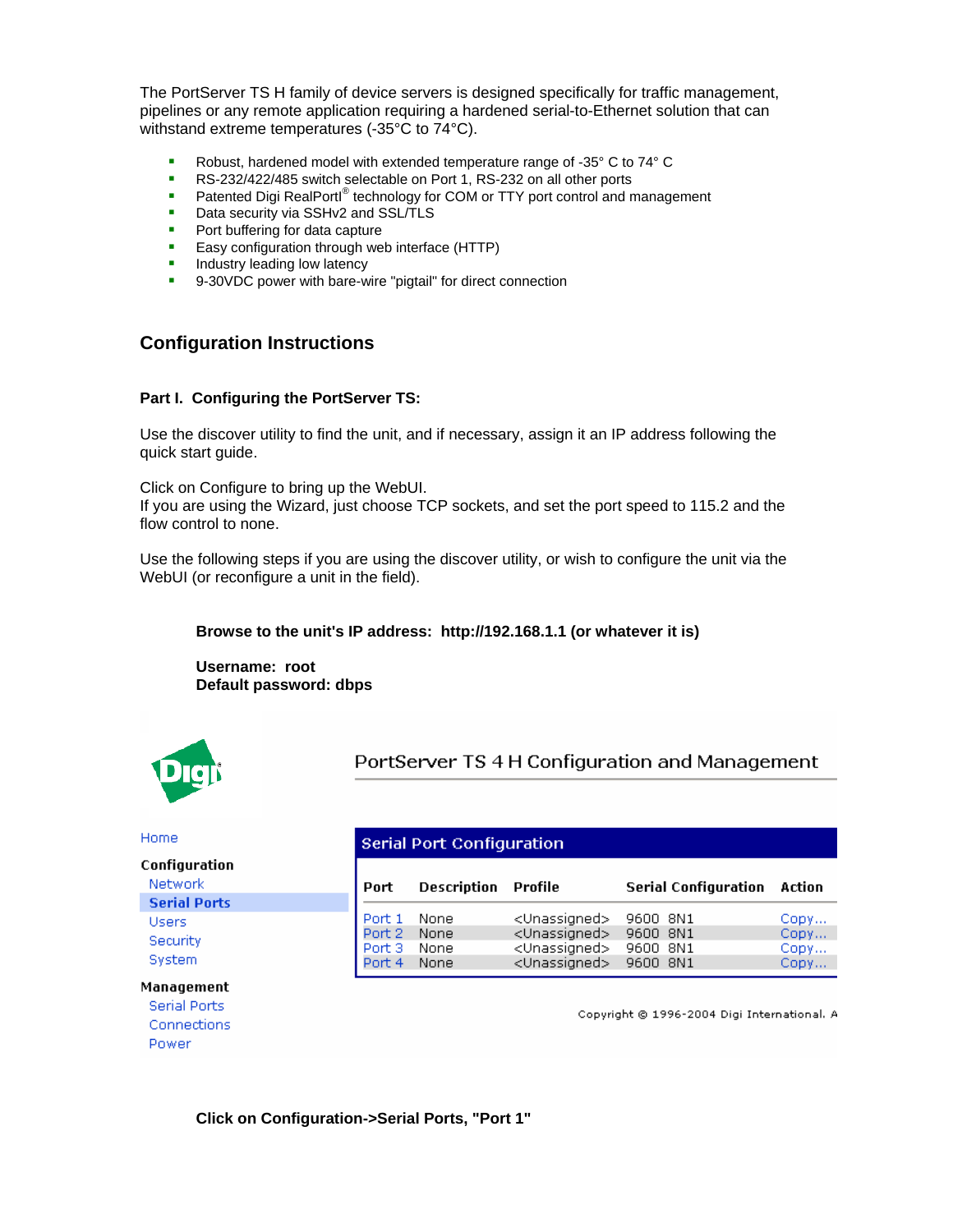The PortServer TS H family of device servers is designed specifically for traffic management, pipelines or any remote application requiring a hardened serial-to-Ethernet solution that can withstand extreme temperatures (-35°C to 74°C).

- Robust, hardened model with extended temperature range of -35° C to 74° C
- RS-232/422/485 switch selectable on Port 1, RS-232 on all other ports
- Patented Digi RealPort® technology for COM or TTY port control and management
- Data security via SSHv2 and SSL/TLS
- Port buffering for data capture
- Easy configuration through web interface (HTTP)
- Industry leading low latency
- 9-30VDC power with bare-wire "pigtail" for direct connection

## Configuration Instructions

### Part I. Configuring the PortServer TS:

Use the discover utility to find the unit, and if necessary, assign it an IP address following the quick start guide.

Click on Configure to bring up the WebUI.
If you are using the Wizard, just choose TCP sockets, and set the port speed to 115.2 and the flow control to none.

Use the following steps if you are using the discover utility, or wish to configure the unit via the WebUI (or reconfigure a unit in the field).

**Browse to the unit's IP address: http://192.168.1.1 (or whatever it is)**

**Username: root**
**Default password: dbps**

PortServer TS 4 H Configuration and Management

Home

**Configuration**
- Network
- **Serial Ports**
- Users
- Security
- System

**Management**
- Serial Ports
- Connections
- Power

**Serial Port Configuration**

| Port | Description | Profile | Serial Configuration | Action |
|---|---|---|---|---|
| Port 1 | None | <Unassigned> | 9600 8N1 | Copy... |
| Port 2 | None | <Unassigned> | 9600 8N1 | Copy... |
| Port 3 | None | <Unassigned> | 9600 8N1 | Copy... |
| Port 4 | None | <Unassigned> | 9600 8N1 | Copy... |

Copyright © 1996-2004 Digi International. A

**Click on Configuration->Serial Ports, "Port 1"**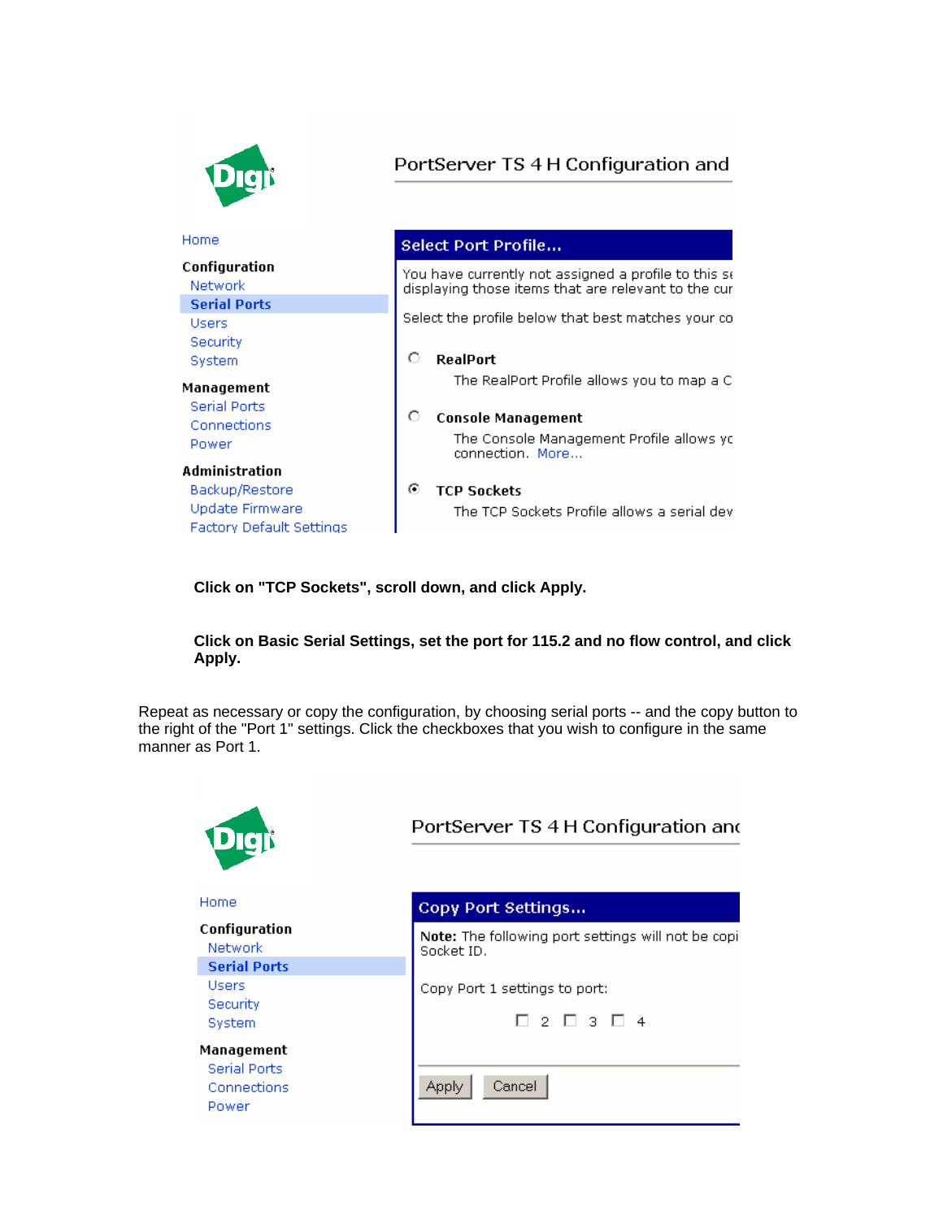PortServer TS 4 H Configuration and

Home

**Configuration**
- Network
- **Serial Ports**
- Users
- Security
- System

**Management**
- Serial Ports
- Connections
- Power

**Administration**
- Backup/Restore
- Update Firmware
- Factory Default Settings

**Select Port Profile...**

You have currently not assigned a profile to this se
displaying those items that are relevant to the cur

Select the profile below that best matches your co

- **RealPort**
  The RealPort Profile allows you to map a C
- **Console Management**
  The Console Management Profile allows yc
  connection. More...
- **TCP Sockets** (selected)
  The TCP Sockets Profile allows a serial dev

**Click on "TCP Sockets", scroll down, and click Apply.**

**Click on Basic Serial Settings, set the port for 115.2 and no flow control, and click Apply.**

Repeat as necessary or copy the configuration, by choosing serial ports -- and the copy button to the right of the "Port 1" settings. Click the checkboxes that you wish to configure in the same manner as Port 1.

PortServer TS 4 H Configuration anc

Home

**Configuration**
- Network
- **Serial Ports**
- Users
- Security
- System

**Management**
- Serial Ports
- Connections
- Power

**Copy Port Settings...**

**Note:** The following port settings will not be copi
Socket ID.

Copy Port 1 settings to port:

☐ 2 ☐ 3 ☐ 4

Apply | Cancel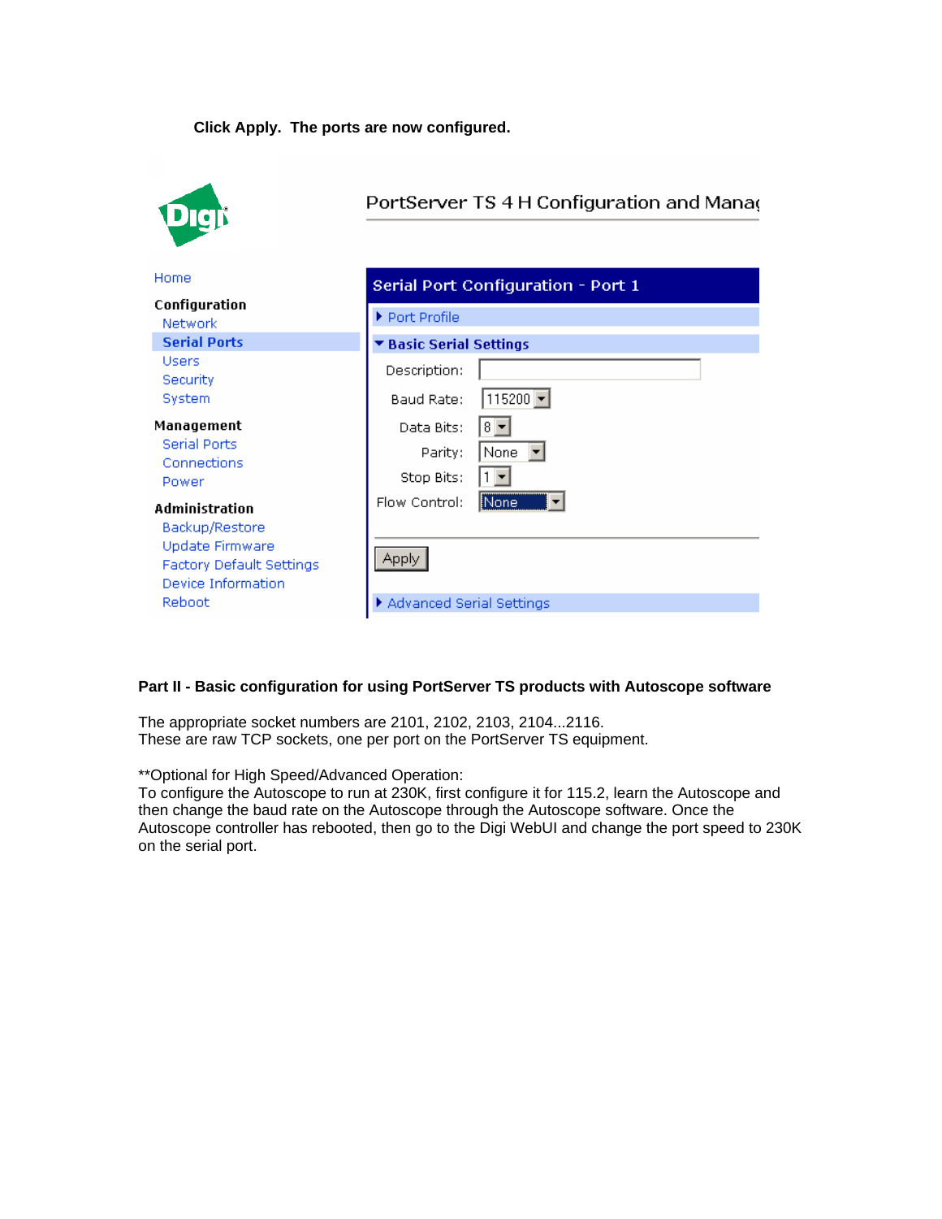**Click Apply. The ports are now configured.**

PortServer TS 4 H Configuration and Manag

Home

**Configuration**

Network

**Serial Ports**

Users

Security

System

**Management**

Serial Ports

Connections

Power

**Administration**

Backup/Restore

Update Firmware

Factory Default Settings

Device Information

Reboot

**Serial Port Configuration - Port 1**

Port Profile

**Basic Serial Settings**

Description:

Baud Rate: 115200

Data Bits: 8

Parity: None

Stop Bits: 1

Flow Control: None

Apply

Advanced Serial Settings

**Part II - Basic configuration for using PortServer TS products with Autoscope software**

The appropriate socket numbers are 2101, 2102, 2103, 2104...2116.
These are raw TCP sockets, one per port on the PortServer TS equipment.

**Optional for High Speed/Advanced Operation:
To configure the Autoscope to run at 230K, first configure it for 115.2, learn the Autoscope and then change the baud rate on the Autoscope through the Autoscope software. Once the Autoscope controller has rebooted, then go to the Digi WebUI and change the port speed to 230K on the serial port.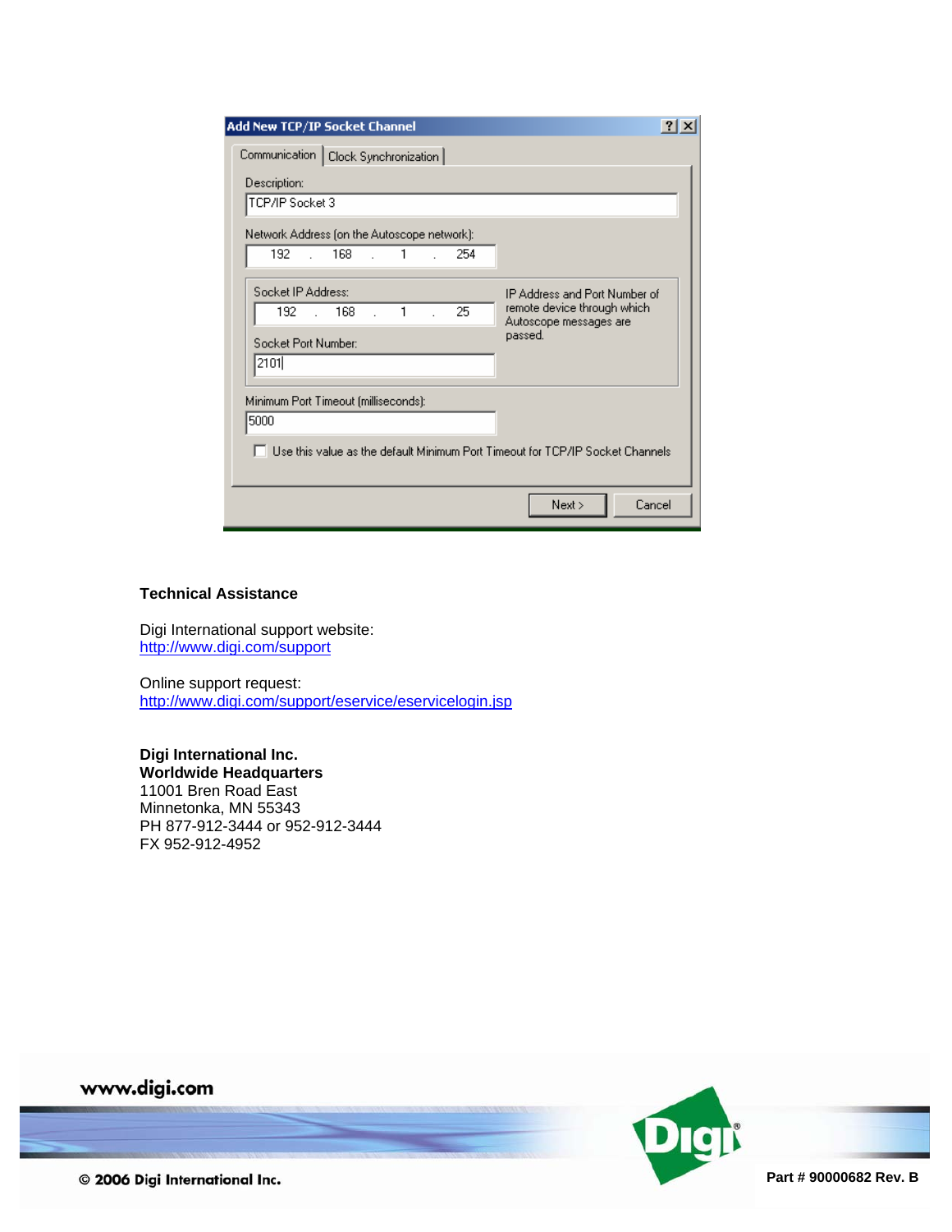**Technical Assistance**

Digi International support website:
http://www.digi.com/support

Online support request:
http://www.digi.com/support/eservice/eservicelogin.jsp

**Digi International Inc.**
**Worldwide Headquarters**
11001 Bren Road East
Minnetonka, MN 55343
PH 877-912-3444 or 952-912-3444
FX 952-912-4952

www.digi.com

© 2006 Digi International Inc.

Part # 90000682 Rev. B